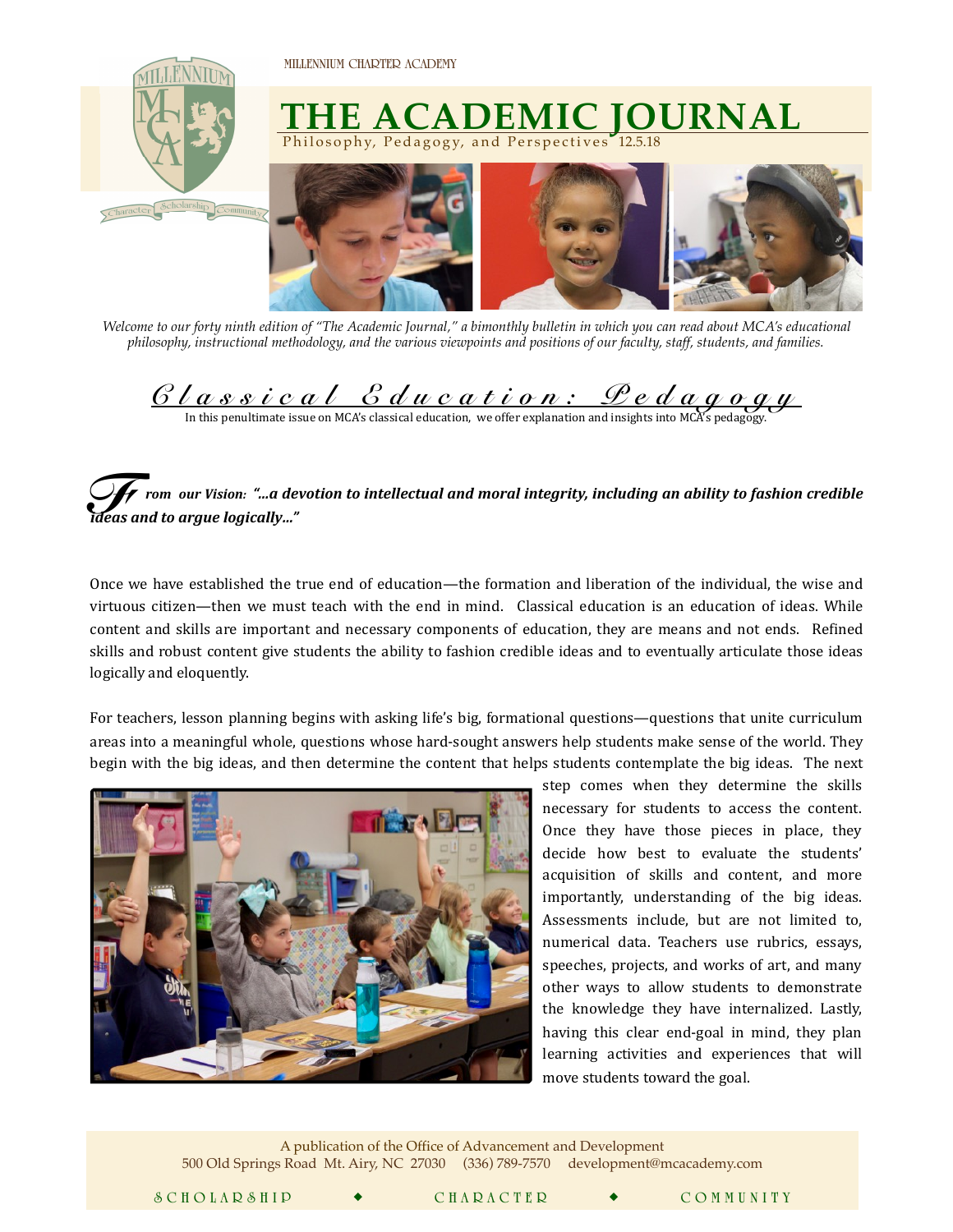MILLENNIUM CHARTER ACADEMY

# THE ACADEMIC JOURNAL

Philosophy, Pedagogy, and Perspectives 12.5.18

*Welcome to our forty ninth edition of "The Academic Journal," a bimonthly bulletin in which you can read about MCA's educational philosophy, instructional methodology, and the various viewpoints and positions of our faculty, staff, students, and families.*

## *Classical Education: Pedagogy*

In this penultimate issue on MCA's classical education, we offer explanation and insights into MCA's pedagogy.

***From our Vision: "...a devotion to intellectual and moral integrity, including an ability to fashion credible ideas and to argue logically..."***

Once we have established the true end of education—the formation and liberation of the individual, the wise and virtuous citizen—then we must teach with the end in mind. Classical education is an education of ideas. While content and skills are important and necessary components of education, they are means and not ends. Refined skills and robust content give students the ability to fashion credible ideas and to eventually articulate those ideas logically and eloquently.

For teachers, lesson planning begins with asking life's big, formational questions—questions that unite curriculum areas into a meaningful whole, questions whose hard-sought answers help students make sense of the world. They begin with the big ideas, and then determine the content that helps students contemplate the big ideas. The next step comes when they determine the skills necessary for students to access the content. Once they have those pieces in place, they decide how best to evaluate the students' acquisition of skills and content, and more importantly, understanding of the big ideas. Assessments include, but are not limited to, numerical data. Teachers use rubrics, essays, speeches, projects, and works of art, and many other ways to allow students to demonstrate the knowledge they have internalized. Lastly, having this clear end-goal in mind, they plan learning activities and experiences that will move students toward the goal.

A publication of the Office of Advancement and Development
500 Old Springs Road Mt. Airy, NC 27030 (336) 789-7570 development@mcacademy.com

SCHOLARSHIP ◆ CHARACTER ◆ COMMUNITY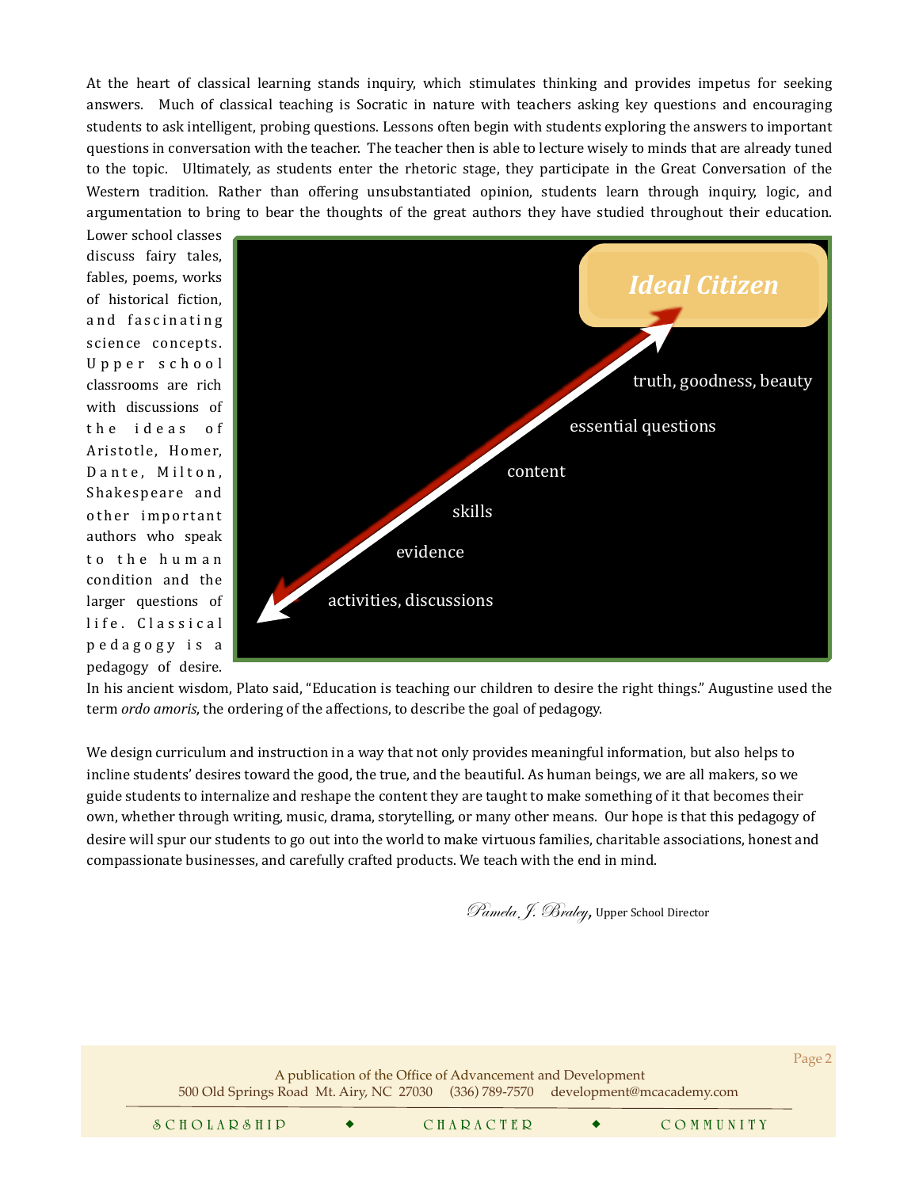At the heart of classical learning stands inquiry, which stimulates thinking and provides impetus for seeking answers. Much of classical teaching is Socratic in nature with teachers asking key questions and encouraging students to ask intelligent, probing questions. Lessons often begin with students exploring the answers to important questions in conversation with the teacher. The teacher then is able to lecture wisely to minds that are already tuned to the topic. Ultimately, as students enter the rhetoric stage, they participate in the Great Conversation of the Western tradition. Rather than offering unsubstantiated opinion, students learn through inquiry, logic, and argumentation to bring to bear the thoughts of the great authors they have studied throughout their education. Lower school classes discuss fairy tales, fables, poems, works of historical fiction, and fascinating science concepts. Upper school classrooms are rich with discussions of the ideas of Aristotle, Homer, Dante, Milton, Shakespeare and other important authors who speak to the human condition and the larger questions of life. Classical pedagogy is a pedagogy of desire.

Ideal Citizen
truth, goodness, beauty
essential questions
content
skills
evidence
activities, discussions

In his ancient wisdom, Plato said, “Education is teaching our children to desire the right things.” Augustine used the term *ordo amoris*, the ordering of the affections, to describe the goal of pedagogy.

We design curriculum and instruction in a way that not only provides meaningful information, but also helps to incline students’ desires toward the good, the true, and the beautiful. As human beings, we are all makers, so we guide students to internalize and reshape the content they are taught to make something of it that becomes their own, whether through writing, music, drama, storytelling, or many other means. Our hope is that this pedagogy of desire will spur our students to go out into the world to make virtuous families, charitable associations, honest and compassionate businesses, and carefully crafted products. We teach with the end in mind.

*Pamela J. Braley*, Upper School Director

A publication of the Office of Advancement and Development
500 Old Springs Road Mt. Airy, NC 27030 (336) 789-7570 development@mcacademy.com

SCHOLARSHIP ◆ CHARACTER ◆ COMMUNITY